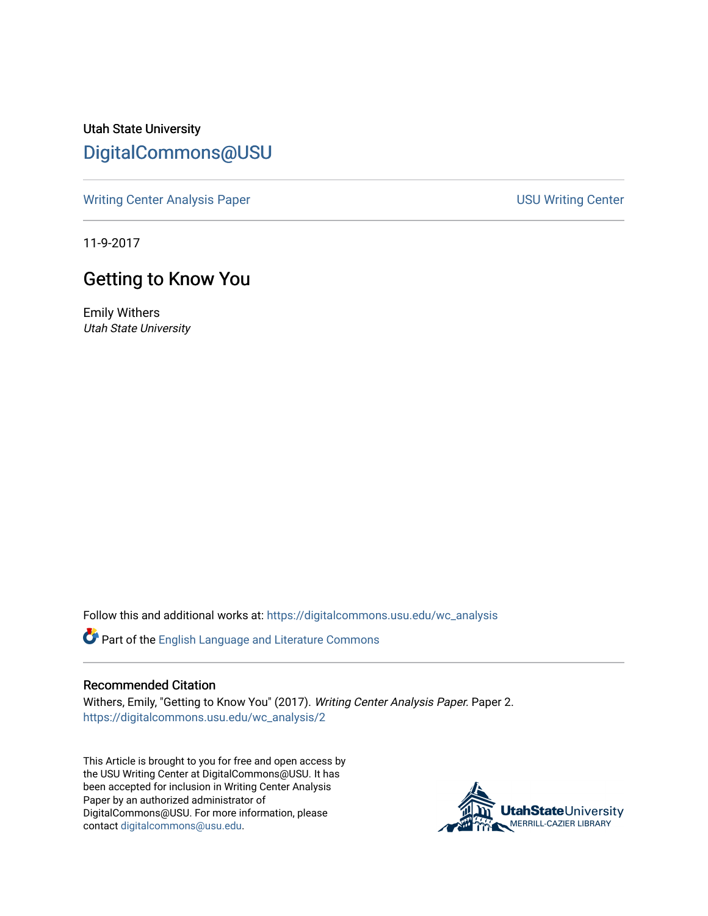Utah State University

DigitalCommons@USU

Writing Center Analysis Paper

USU Writing Center

11-9-2017

# Getting to Know You

Emily Withers

*Utah State University*

Follow this and additional works at: https://digitalcommons.usu.edu/wc_analysis

Part of the English Language and Literature Commons

## Recommended Citation

Withers, Emily, "Getting to Know You" (2017). *Writing Center Analysis Paper.* Paper 2.
https://digitalcommons.usu.edu/wc_analysis/2

This Article is brought to you for free and open access by the USU Writing Center at DigitalCommons@USU. It has been accepted for inclusion in Writing Center Analysis Paper by an authorized administrator of DigitalCommons@USU. For more information, please contact digitalcommons@usu.edu.

UtahStateUniversity
MERRILL-CAZIER LIBRARY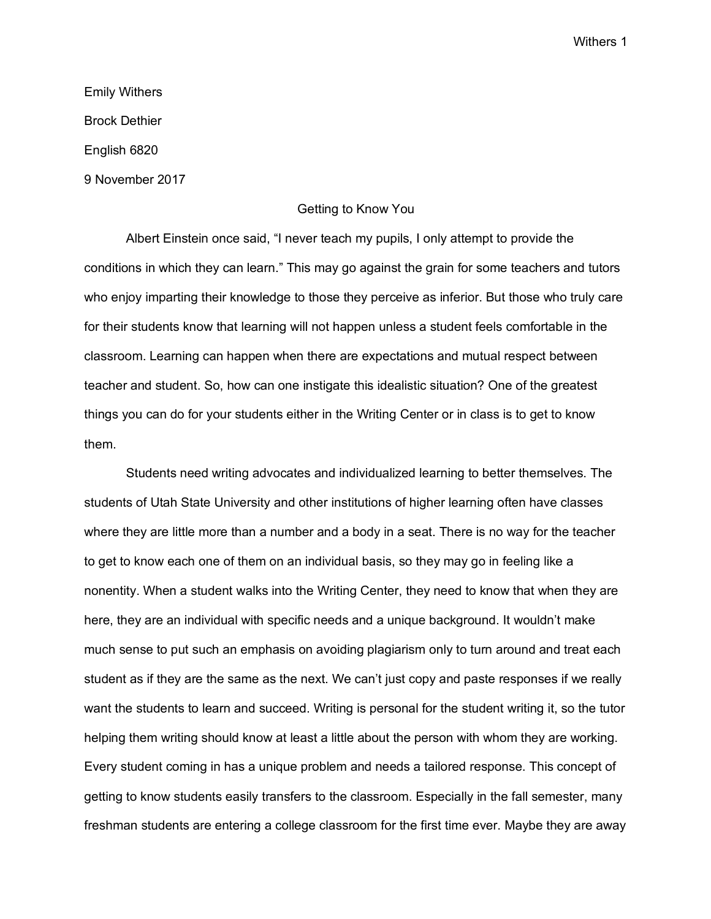Emily Withers

Brock Dethier

English 6820

9 November 2017

# Getting to Know You

Albert Einstein once said, "I never teach my pupils, I only attempt to provide the conditions in which they can learn." This may go against the grain for some teachers and tutors who enjoy imparting their knowledge to those they perceive as inferior. But those who truly care for their students know that learning will not happen unless a student feels comfortable in the classroom. Learning can happen when there are expectations and mutual respect between teacher and student. So, how can one instigate this idealistic situation? One of the greatest things you can do for your students either in the Writing Center or in class is to get to know them.

Students need writing advocates and individualized learning to better themselves. The students of Utah State University and other institutions of higher learning often have classes where they are little more than a number and a body in a seat. There is no way for the teacher to get to know each one of them on an individual basis, so they may go in feeling like a nonentity. When a student walks into the Writing Center, they need to know that when they are here, they are an individual with specific needs and a unique background. It wouldn't make much sense to put such an emphasis on avoiding plagiarism only to turn around and treat each student as if they are the same as the next. We can't just copy and paste responses if we really want the students to learn and succeed. Writing is personal for the student writing it, so the tutor helping them writing should know at least a little about the person with whom they are working. Every student coming in has a unique problem and needs a tailored response. This concept of getting to know students easily transfers to the classroom. Especially in the fall semester, many freshman students are entering a college classroom for the first time ever. Maybe they are away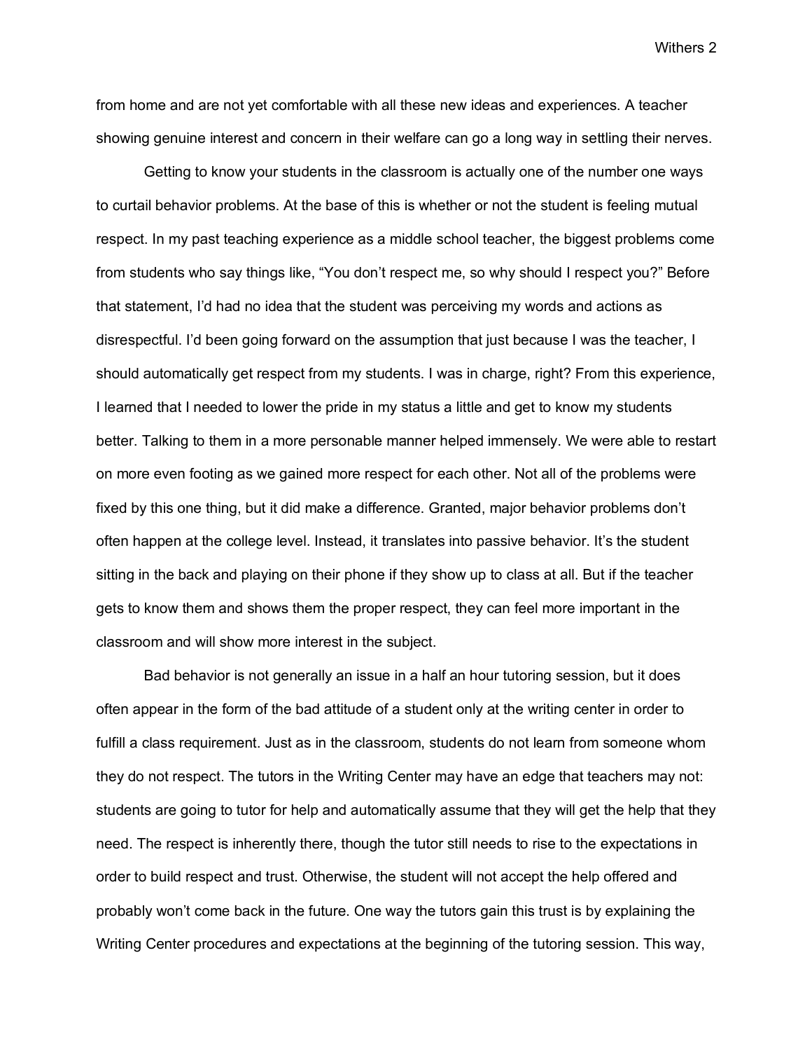from home and are not yet comfortable with all these new ideas and experiences. A teacher showing genuine interest and concern in their welfare can go a long way in settling their nerves.

Getting to know your students in the classroom is actually one of the number one ways to curtail behavior problems. At the base of this is whether or not the student is feeling mutual respect. In my past teaching experience as a middle school teacher, the biggest problems come from students who say things like, "You don't respect me, so why should I respect you?" Before that statement, I'd had no idea that the student was perceiving my words and actions as disrespectful. I'd been going forward on the assumption that just because I was the teacher, I should automatically get respect from my students. I was in charge, right? From this experience, I learned that I needed to lower the pride in my status a little and get to know my students better. Talking to them in a more personable manner helped immensely. We were able to restart on more even footing as we gained more respect for each other. Not all of the problems were fixed by this one thing, but it did make a difference. Granted, major behavior problems don't often happen at the college level. Instead, it translates into passive behavior. It's the student sitting in the back and playing on their phone if they show up to class at all. But if the teacher gets to know them and shows them the proper respect, they can feel more important in the classroom and will show more interest in the subject.

Bad behavior is not generally an issue in a half an hour tutoring session, but it does often appear in the form of the bad attitude of a student only at the writing center in order to fulfill a class requirement. Just as in the classroom, students do not learn from someone whom they do not respect. The tutors in the Writing Center may have an edge that teachers may not: students are going to tutor for help and automatically assume that they will get the help that they need. The respect is inherently there, though the tutor still needs to rise to the expectations in order to build respect and trust. Otherwise, the student will not accept the help offered and probably won't come back in the future. One way the tutors gain this trust is by explaining the Writing Center procedures and expectations at the beginning of the tutoring session. This way,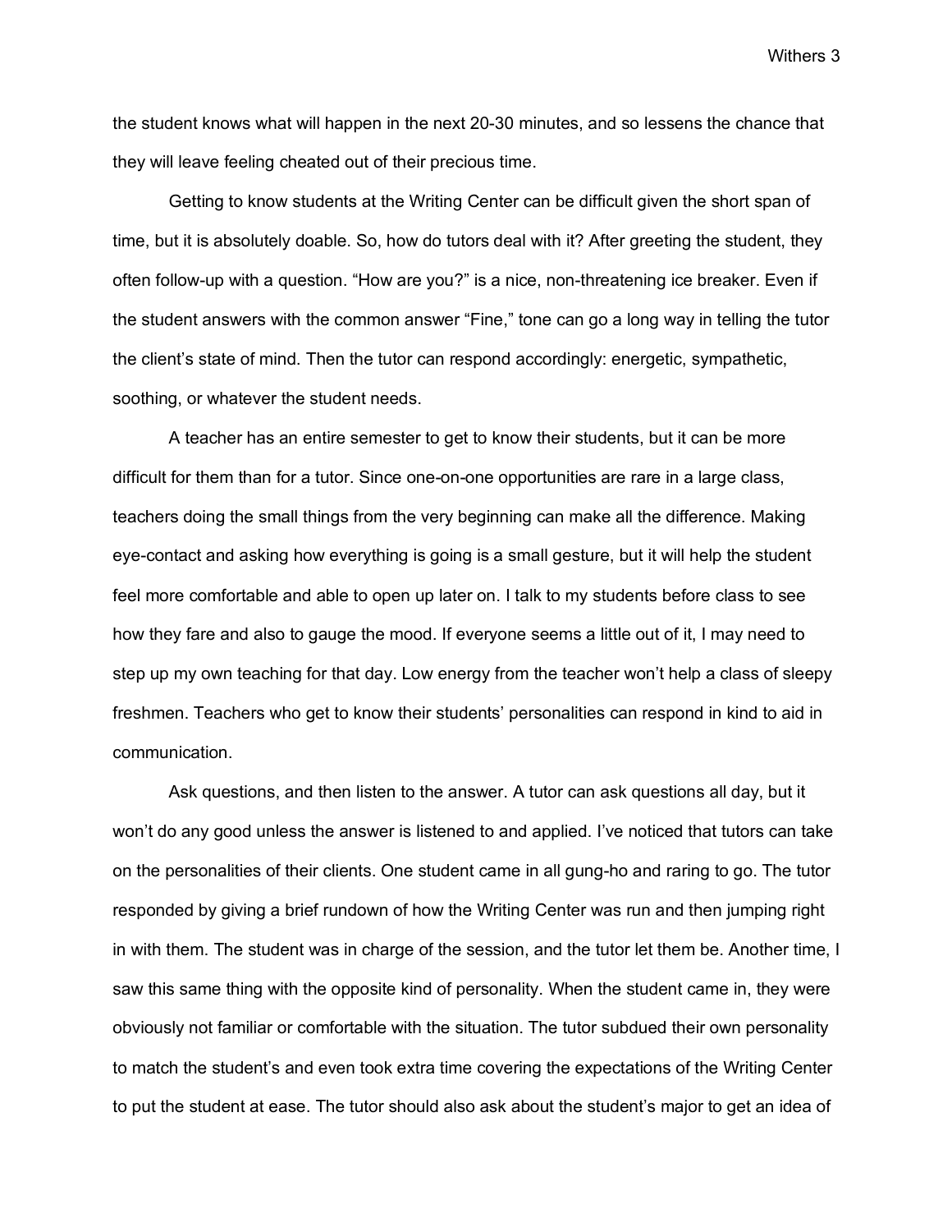the student knows what will happen in the next 20-30 minutes, and so lessens the chance that they will leave feeling cheated out of their precious time.

Getting to know students at the Writing Center can be difficult given the short span of time, but it is absolutely doable. So, how do tutors deal with it? After greeting the student, they often follow-up with a question. “How are you?” is a nice, non-threatening ice breaker. Even if the student answers with the common answer “Fine,” tone can go a long way in telling the tutor the client’s state of mind. Then the tutor can respond accordingly: energetic, sympathetic, soothing, or whatever the student needs.

A teacher has an entire semester to get to know their students, but it can be more difficult for them than for a tutor. Since one-on-one opportunities are rare in a large class, teachers doing the small things from the very beginning can make all the difference. Making eye-contact and asking how everything is going is a small gesture, but it will help the student feel more comfortable and able to open up later on. I talk to my students before class to see how they fare and also to gauge the mood. If everyone seems a little out of it, I may need to step up my own teaching for that day. Low energy from the teacher won’t help a class of sleepy freshmen. Teachers who get to know their students’ personalities can respond in kind to aid in communication.

Ask questions, and then listen to the answer. A tutor can ask questions all day, but it won’t do any good unless the answer is listened to and applied. I’ve noticed that tutors can take on the personalities of their clients. One student came in all gung-ho and raring to go. The tutor responded by giving a brief rundown of how the Writing Center was run and then jumping right in with them. The student was in charge of the session, and the tutor let them be. Another time, I saw this same thing with the opposite kind of personality. When the student came in, they were obviously not familiar or comfortable with the situation. The tutor subdued their own personality to match the student’s and even took extra time covering the expectations of the Writing Center to put the student at ease. The tutor should also ask about the student’s major to get an idea of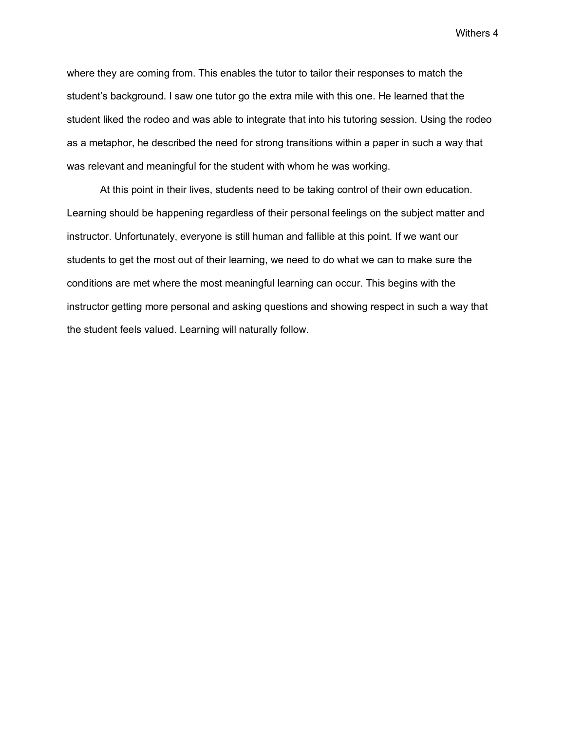where they are coming from. This enables the tutor to tailor their responses to match the student's background. I saw one tutor go the extra mile with this one. He learned that the student liked the rodeo and was able to integrate that into his tutoring session. Using the rodeo as a metaphor, he described the need for strong transitions within a paper in such a way that was relevant and meaningful for the student with whom he was working.

At this point in their lives, students need to be taking control of their own education. Learning should be happening regardless of their personal feelings on the subject matter and instructor. Unfortunately, everyone is still human and fallible at this point. If we want our students to get the most out of their learning, we need to do what we can to make sure the conditions are met where the most meaningful learning can occur. This begins with the instructor getting more personal and asking questions and showing respect in such a way that the student feels valued. Learning will naturally follow.